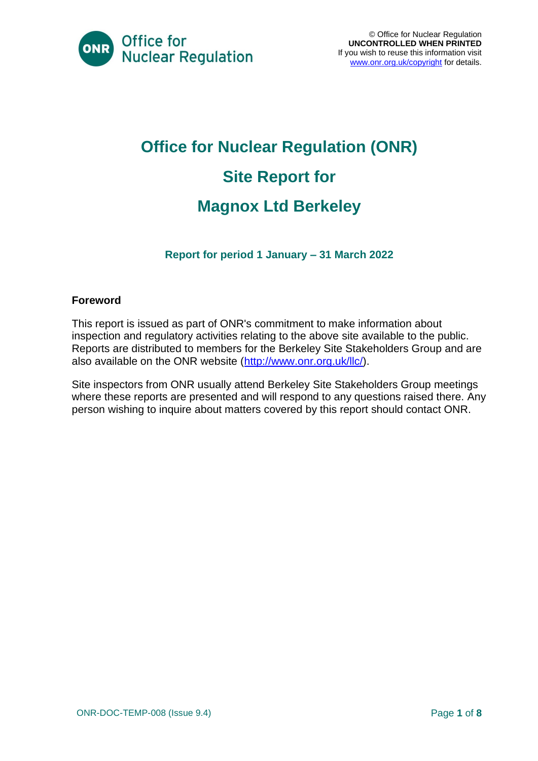© Office for Nuclear Regulation
**UNCONTROLLED WHEN PRINTED**
If you wish to reuse this information visit www.onr.org.uk/copyright for details.

# Office for Nuclear Regulation (ONR)

# Site Report for

# Magnox Ltd Berkeley

### Report for period 1 January – 31 March 2022

**Foreword**

This report is issued as part of ONR's commitment to make information about inspection and regulatory activities relating to the above site available to the public. Reports are distributed to members for the Berkeley Site Stakeholders Group and are also available on the ONR website (http://www.onr.org.uk/llc/).

Site inspectors from ONR usually attend Berkeley Site Stakeholders Group meetings where these reports are presented and will respond to any questions raised there. Any person wishing to inquire about matters covered by this report should contact ONR.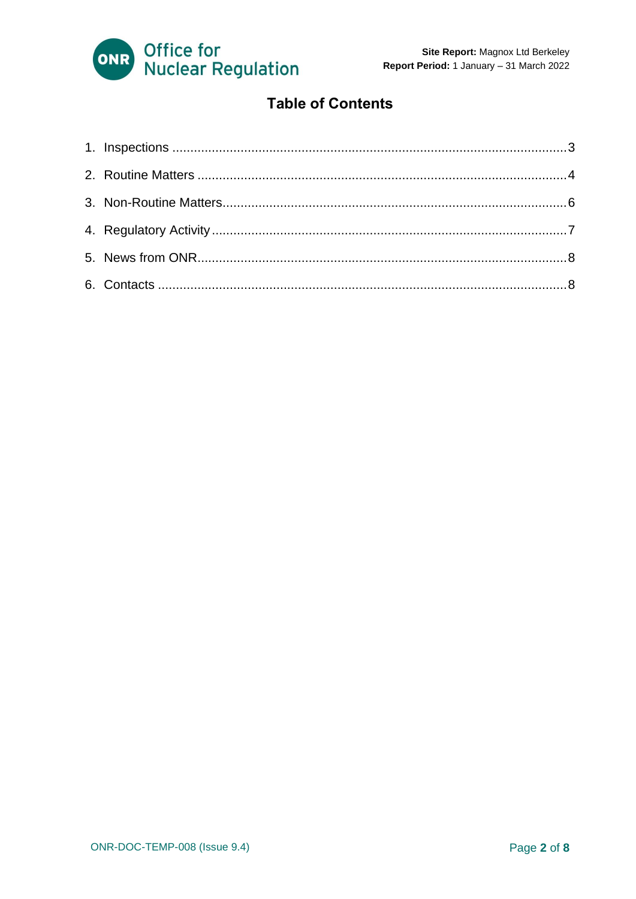# Table of Contents

1. Inspections ..... 3
2. Routine Matters ..... 4
3. Non-Routine Matters ..... 6
4. Regulatory Activity ..... 7
5. News from ONR ..... 8
6. Contacts ..... 8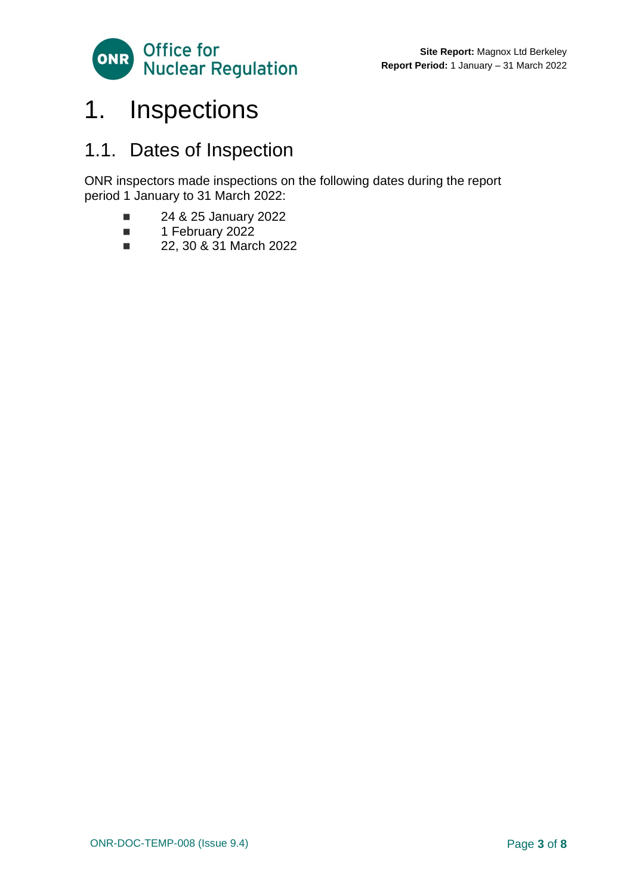# 1. Inspections

## 1.1. Dates of Inspection

ONR inspectors made inspections on the following dates during the report period 1 January to 31 March 2022:

- 24 & 25 January 2022
- 1 February 2022
- 22, 30 & 31 March 2022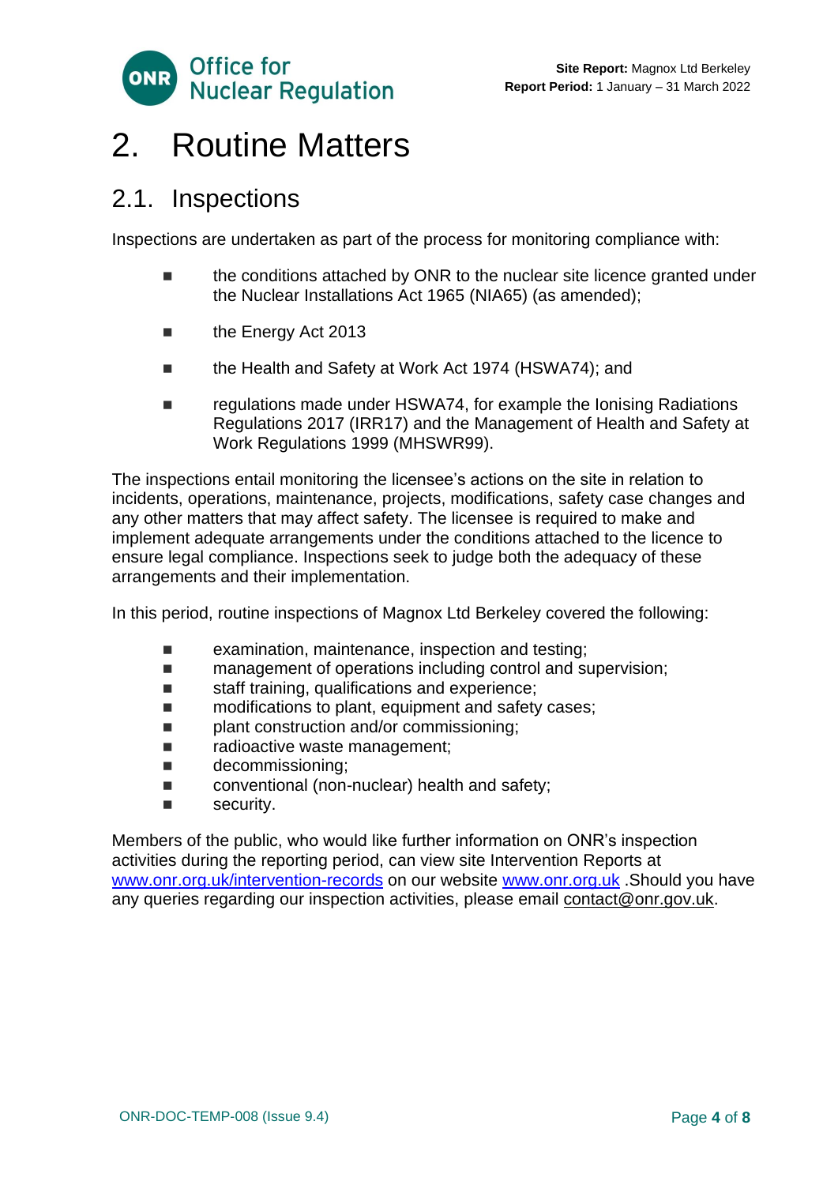# 2. Routine Matters

## 2.1. Inspections

Inspections are undertaken as part of the process for monitoring compliance with:

- the conditions attached by ONR to the nuclear site licence granted under the Nuclear Installations Act 1965 (NIA65) (as amended);
- the Energy Act 2013
- the Health and Safety at Work Act 1974 (HSWA74); and
- regulations made under HSWA74, for example the Ionising Radiations Regulations 2017 (IRR17) and the Management of Health and Safety at Work Regulations 1999 (MHSWR99).

The inspections entail monitoring the licensee's actions on the site in relation to incidents, operations, maintenance, projects, modifications, safety case changes and any other matters that may affect safety. The licensee is required to make and implement adequate arrangements under the conditions attached to the licence to ensure legal compliance. Inspections seek to judge both the adequacy of these arrangements and their implementation.

In this period, routine inspections of Magnox Ltd Berkeley covered the following:

- examination, maintenance, inspection and testing;
- management of operations including control and supervision;
- staff training, qualifications and experience;
- modifications to plant, equipment and safety cases;
- plant construction and/or commissioning;
- radioactive waste management;
- decommissioning;
- conventional (non-nuclear) health and safety;
- security.

Members of the public, who would like further information on ONR's inspection activities during the reporting period, can view site Intervention Reports at www.onr.org.uk/intervention-records on our website www.onr.org.uk .Should you have any queries regarding our inspection activities, please email contact@onr.gov.uk.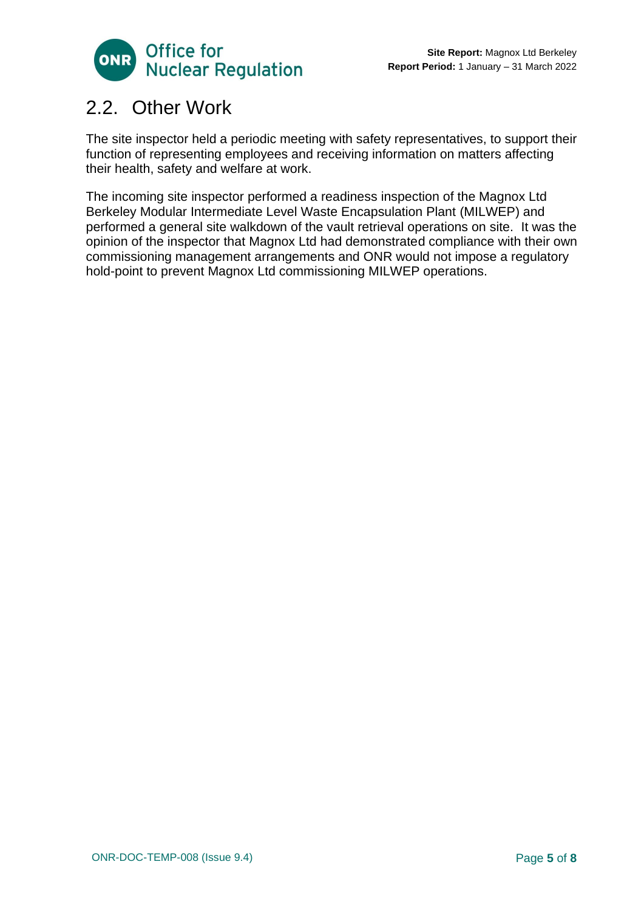## 2.2. Other Work

The site inspector held a periodic meeting with safety representatives, to support their function of representing employees and receiving information on matters affecting their health, safety and welfare at work.

The incoming site inspector performed a readiness inspection of the Magnox Ltd Berkeley Modular Intermediate Level Waste Encapsulation Plant (MILWEP) and performed a general site walkdown of the vault retrieval operations on site. It was the opinion of the inspector that Magnox Ltd had demonstrated compliance with their own commissioning management arrangements and ONR would not impose a regulatory hold-point to prevent Magnox Ltd commissioning MILWEP operations.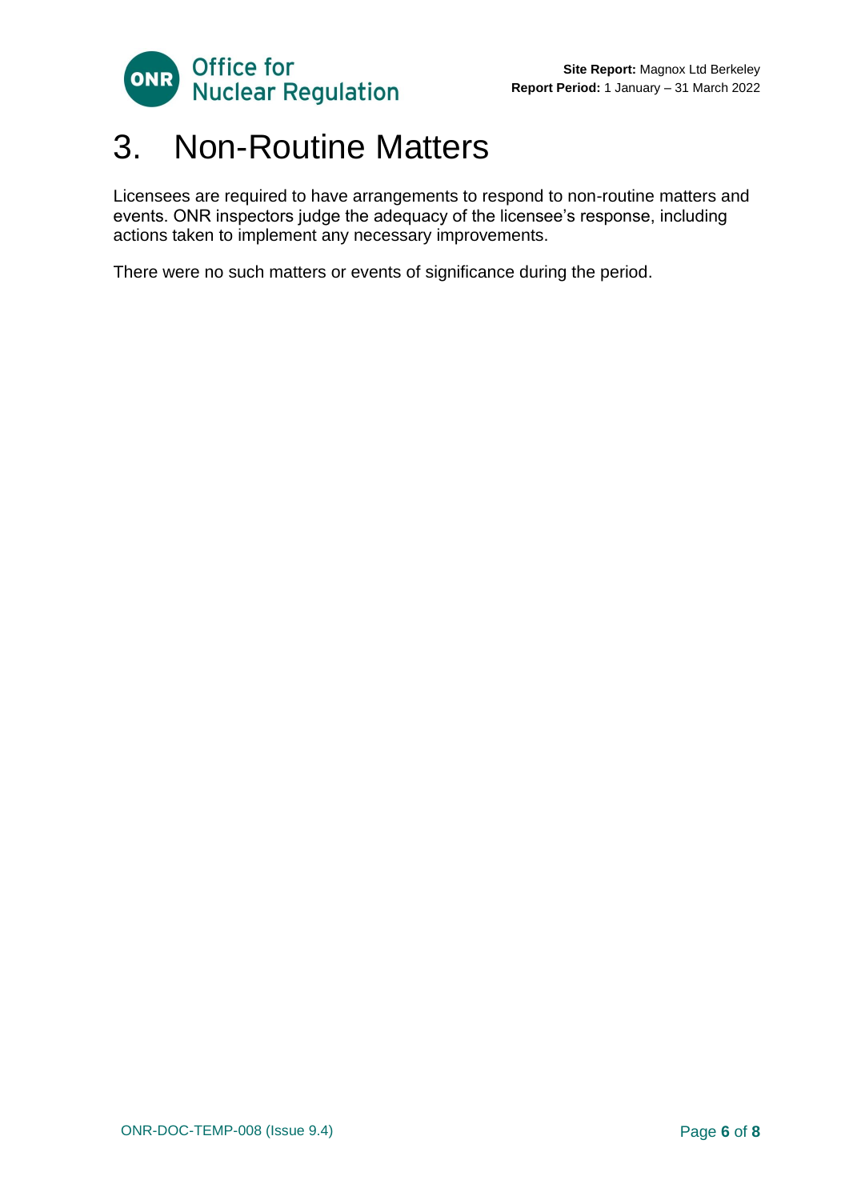# 3. Non-Routine Matters

Licensees are required to have arrangements to respond to non-routine matters and events. ONR inspectors judge the adequacy of the licensee's response, including actions taken to implement any necessary improvements.

There were no such matters or events of significance during the period.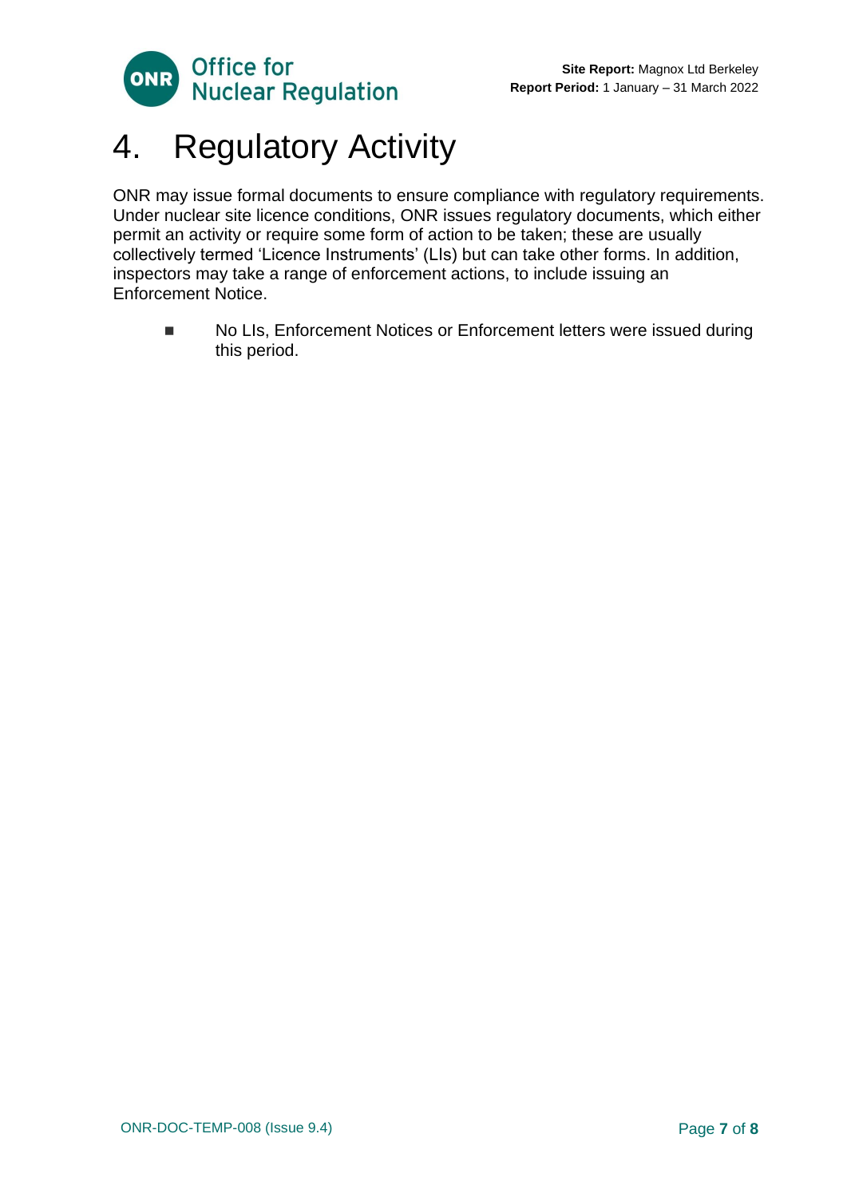# 4. Regulatory Activity

ONR may issue formal documents to ensure compliance with regulatory requirements. Under nuclear site licence conditions, ONR issues regulatory documents, which either permit an activity or require some form of action to be taken; these are usually collectively termed 'Licence Instruments' (LIs) but can take other forms. In addition, inspectors may take a range of enforcement actions, to include issuing an Enforcement Notice.

- No LIs, Enforcement Notices or Enforcement letters were issued during this period.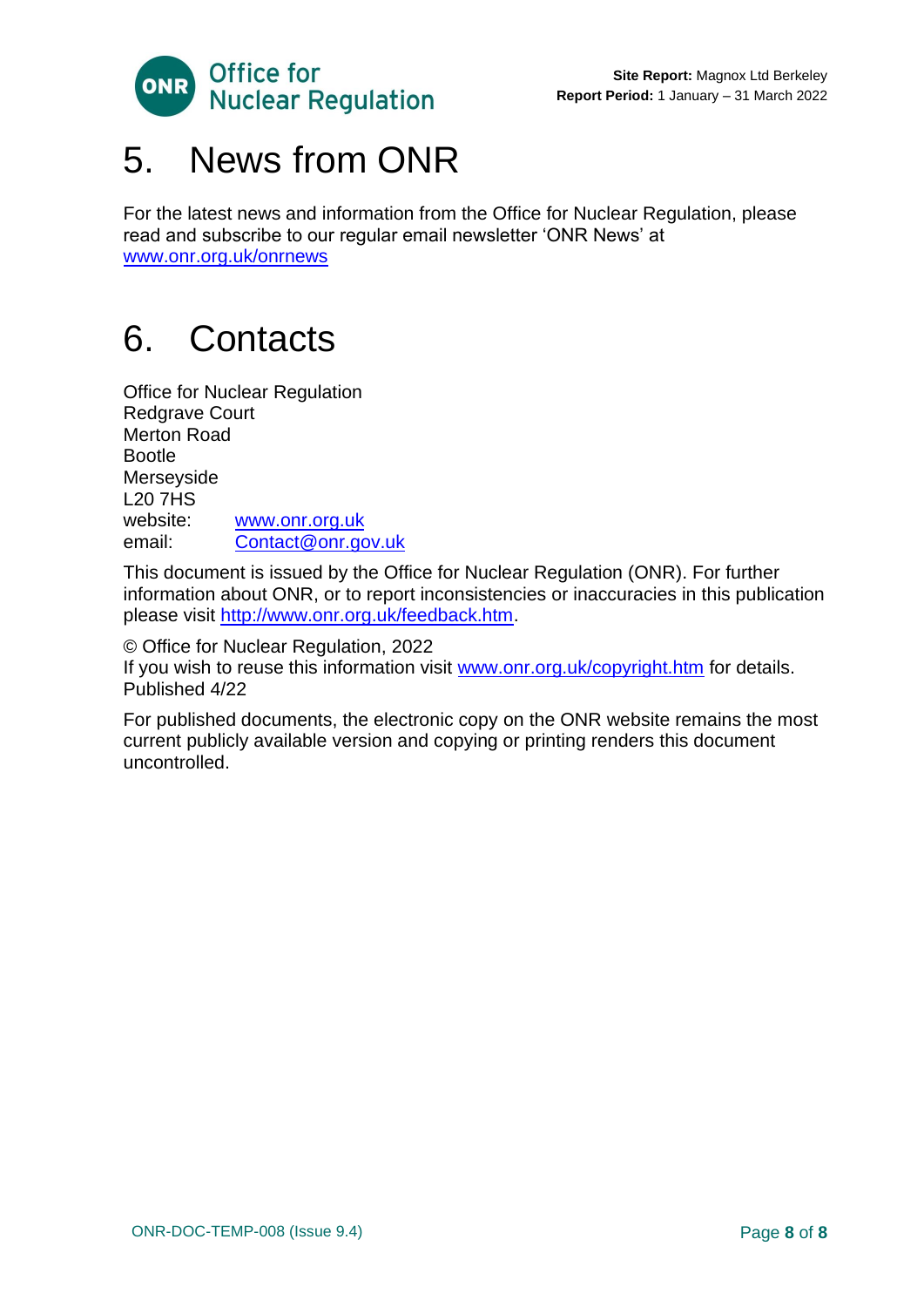# 5. News from ONR

For the latest news and information from the Office for Nuclear Regulation, please read and subscribe to our regular email newsletter 'ONR News' at www.onr.org.uk/onrnews

# 6. Contacts

Office for Nuclear Regulation
Redgrave Court
Merton Road
Bootle
Merseyside
L20 7HS
website: www.onr.org.uk
email: Contact@onr.gov.uk

This document is issued by the Office for Nuclear Regulation (ONR). For further information about ONR, or to report inconsistencies or inaccuracies in this publication please visit http://www.onr.org.uk/feedback.htm.

© Office for Nuclear Regulation, 2022
If you wish to reuse this information visit www.onr.org.uk/copyright.htm for details.
Published 4/22

For published documents, the electronic copy on the ONR website remains the most current publicly available version and copying or printing renders this document uncontrolled.